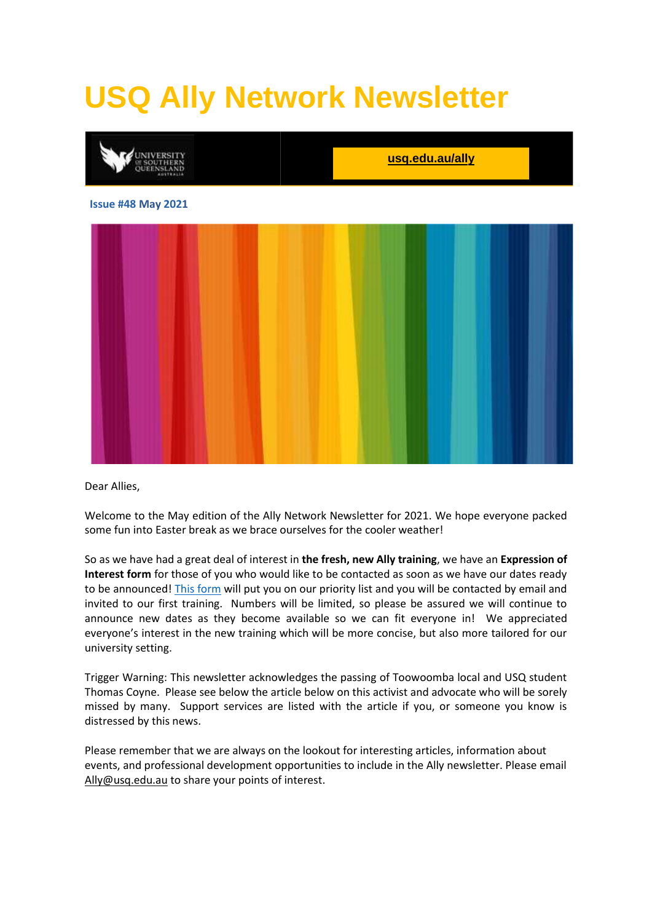# USQ Ally Network Newsletter

UNIVERSITY OF SOUTHERN QUEENSLAND AUSTRALIA

**usq.edu.au/ally**

**Issue #48 May 2021**

Dear Allies,

Welcome to the May edition of the Ally Network Newsletter for 2021. We hope everyone packed some fun into Easter break as we brace ourselves for the cooler weather!

So as we have had a great deal of interest in **the fresh, new Ally training**, we have an **Expression of Interest form** for those of you who would like to be contacted as soon as we have our dates ready to be announced! This form will put you on our priority list and you will be contacted by email and invited to our first training. Numbers will be limited, so please be assured we will continue to announce new dates as they become available so we can fit everyone in! We appreciated everyone's interest in the new training which will be more concise, but also more tailored for our university setting.

Trigger Warning: This newsletter acknowledges the passing of Toowoomba local and USQ student Thomas Coyne. Please see below the article below on this activist and advocate who will be sorely missed by many. Support services are listed with the article if you, or someone you know is distressed by this news.

Please remember that we are always on the lookout for interesting articles, information about events, and professional development opportunities to include in the Ally newsletter. Please email Ally@usq.edu.au to share your points of interest.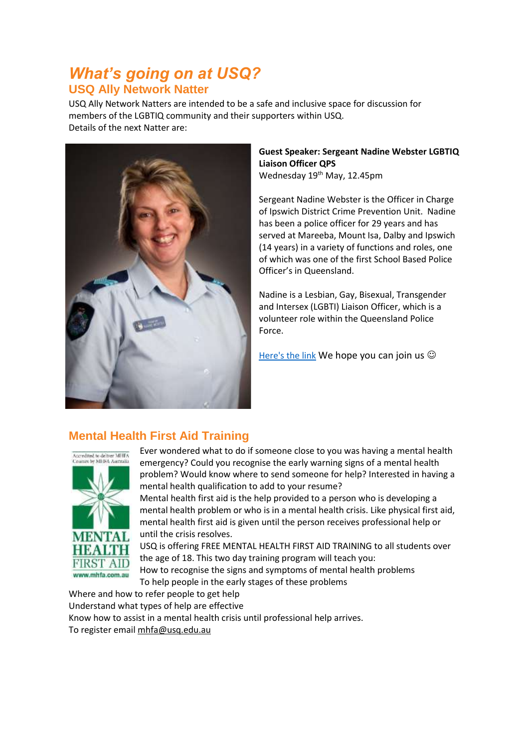# *What's going on at USQ?*

## USQ Ally Network Natter

USQ Ally Network Natters are intended to be a safe and inclusive space for discussion for members of the LGBTIQ community and their supporters within USQ.
Details of the next Natter are:

**Guest Speaker: Sergeant Nadine Webster LGBTIQ Liaison Officer QPS**
Wednesday 19th May, 12.45pm

Sergeant Nadine Webster is the Officer in Charge of Ipswich District Crime Prevention Unit. Nadine has been a police officer for 29 years and has served at Mareeba, Mount Isa, Dalby and Ipswich (14 years) in a variety of functions and roles, one of which was one of the first School Based Police Officer's in Queensland.

Nadine is a Lesbian, Gay, Bisexual, Transgender and Intersex (LGBTI) Liaison Officer, which is a volunteer role within the Queensland Police Force.

[Here's the link] We hope you can join us ☺

## Mental Health First Aid Training

Ever wondered what to do if someone close to you was having a mental health emergency? Could you recognise the early warning signs of a mental health problem? Would know where to send someone for help? Interested in having a mental health qualification to add to your resume?

Mental health first aid is the help provided to a person who is developing a mental health problem or who is in a mental health crisis. Like physical first aid, mental health first aid is given until the person receives professional help or until the crisis resolves.

USQ is offering FREE MENTAL HEALTH FIRST AID TRAINING to all students over the age of 18. This two day training program will teach you:

How to recognise the signs and symptoms of mental health problems
To help people in the early stages of these problems
Where and how to refer people to get help
Understand what types of help are effective
Know how to assist in a mental health crisis until professional help arrives.

To register email mhfa@usq.edu.au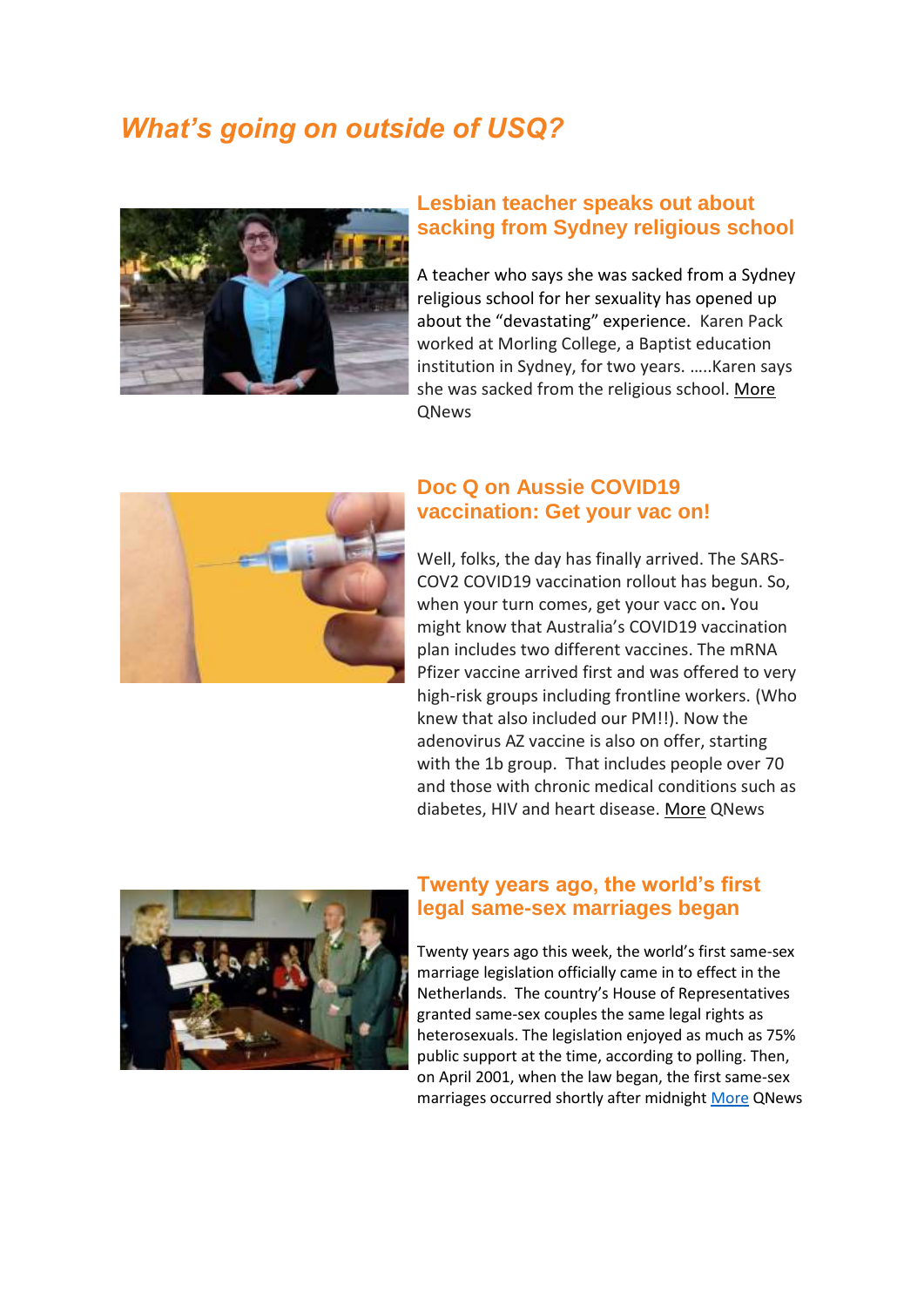## *What's going on outside of USQ?*

### Lesbian teacher speaks out about sacking from Sydney religious school

A teacher who says she was sacked from a Sydney religious school for her sexuality has opened up about the "devastating" experience. Karen Pack worked at Morling College, a Baptist education institution in Sydney, for two years. …..Karen says she was sacked from the religious school. More QNews

### Doc Q on Aussie COVID19 vaccination: Get your vac on!

Well, folks, the day has finally arrived. The SARS-COV2 COVID19 vaccination rollout has begun. So, when your turn comes, get your vacc on**.** You might know that Australia's COVID19 vaccination plan includes two different vaccines. The mRNA Pfizer vaccine arrived first and was offered to very high-risk groups including frontline workers. (Who knew that also included our PM!!). Now the adenovirus AZ vaccine is also on offer, starting with the 1b group. That includes people over 70 and those with chronic medical conditions such as diabetes, HIV and heart disease. More QNews

### Twenty years ago, the world's first legal same-sex marriages began

Twenty years ago this week, the world's first same-sex marriage legislation officially came in to effect in the Netherlands. The country's House of Representatives granted same-sex couples the same legal rights as heterosexuals. The legislation enjoyed as much as 75% public support at the time, according to polling. Then, on April 2001, when the law began, the first same-sex marriages occurred shortly after midnight More QNews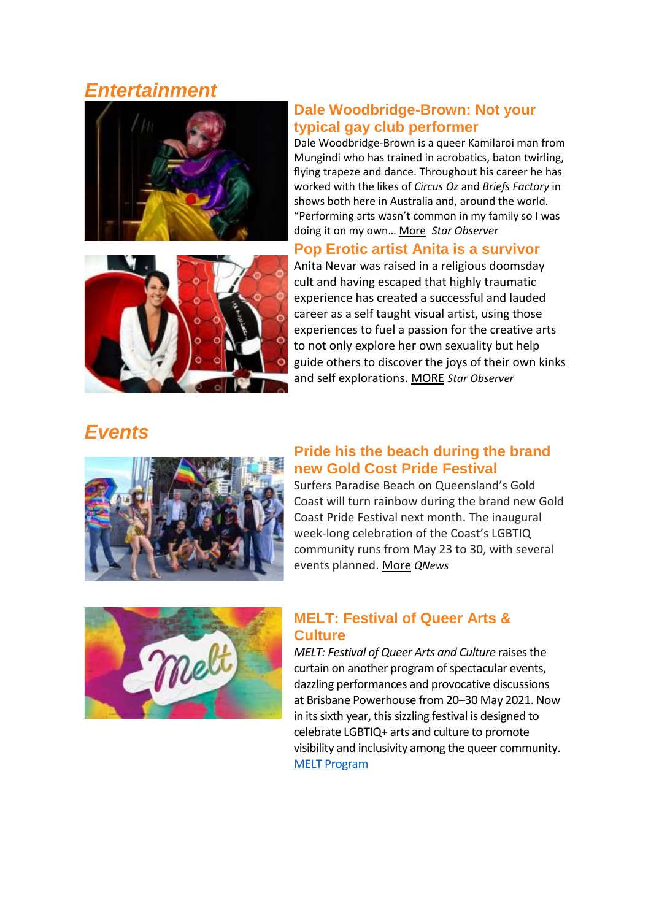## Entertainment

### Dale Woodbridge-Brown: Not your typical gay club performer

Dale Woodbridge-Brown is a queer Kamilaroi man from Mungindi who has trained in acrobatics, baton twirling, flying trapeze and dance. Throughout his career he has worked with the likes of *Circus Oz* and *Briefs Factory* in shows both here in Australia and, around the world. "Performing arts wasn't common in my family so I was doing it on my own… More *Star Observer*

### Pop Erotic artist Anita is a survivor

Anita Nevar was raised in a religious doomsday cult and having escaped that highly traumatic experience has created a successful and lauded career as a self taught visual artist, using those experiences to fuel a passion for the creative arts to not only explore her own sexuality but help guide others to discover the joys of their own kinks and self explorations. MORE *Star Observer*

## Events

### Pride his the beach during the brand new Gold Cost Pride Festival

Surfers Paradise Beach on Queensland's Gold Coast will turn rainbow during the brand new Gold Coast Pride Festival next month. The inaugural week-long celebration of the Coast's LGBTIQ community runs from May 23 to 30, with several events planned. More *QNews*

### MELT: Festival of Queer Arts & Culture

*MELT: Festival of Queer Arts and Culture* raises the curtain on another program of spectacular events, dazzling performances and provocative discussions at Brisbane Powerhouse from 20–30 May 2021. Now in its sixth year, this sizzling festival is designed to celebrate LGBTIQ+ arts and culture to promote visibility and inclusivity among the queer community. MELT Program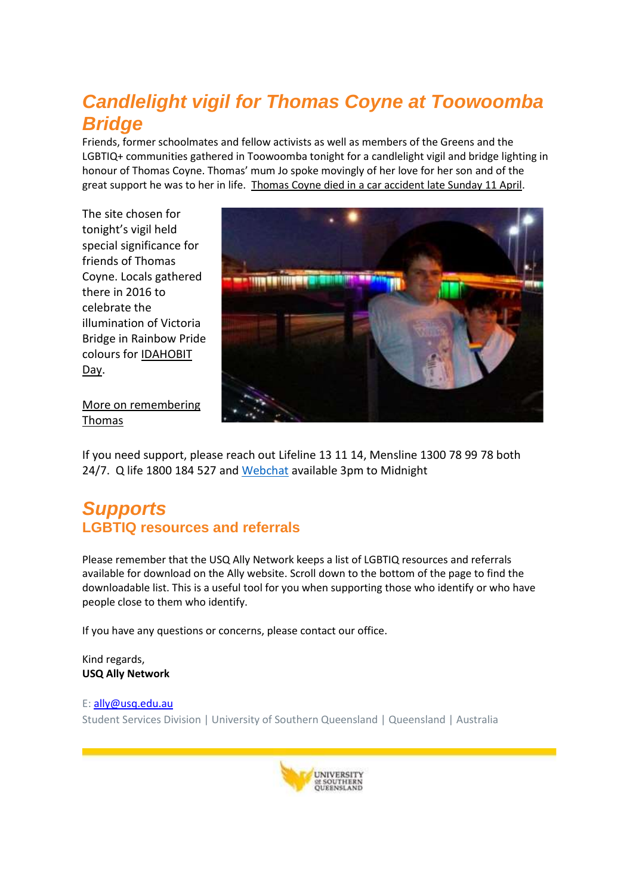## *Candlelight vigil for Thomas Coyne at Toowoomba Bridge*

Friends, former schoolmates and fellow activists as well as members of the Greens and the LGBTIQ+ communities gathered in Toowoomba tonight for a candlelight vigil and bridge lighting in honour of Thomas Coyne. Thomas' mum Jo spoke movingly of her love for her son and of the great support he was to her in life. Thomas Coyne died in a car accident late Sunday 11 April.

The site chosen for tonight's vigil held special significance for friends of Thomas Coyne. Locals gathered there in 2016 to celebrate the illumination of Victoria Bridge in Rainbow Pride colours for IDAHOBIT Day.

More on remembering Thomas

If you need support, please reach out Lifeline 13 11 14, Mensline 1300 78 99 78 both 24/7. Q life 1800 184 527 and Webchat available 3pm to Midnight

## *Supports*

### LGBTIQ resources and referrals

Please remember that the USQ Ally Network keeps a list of LGBTIQ resources and referrals available for download on the Ally website. Scroll down to the bottom of the page to find the downloadable list. This is a useful tool for you when supporting those who identify or who have people close to them who identify.

If you have any questions or concerns, please contact our office.

Kind regards,
**USQ Ally Network**

E: ally@usq.edu.au
Student Services Division | University of Southern Queensland | Queensland | Australia